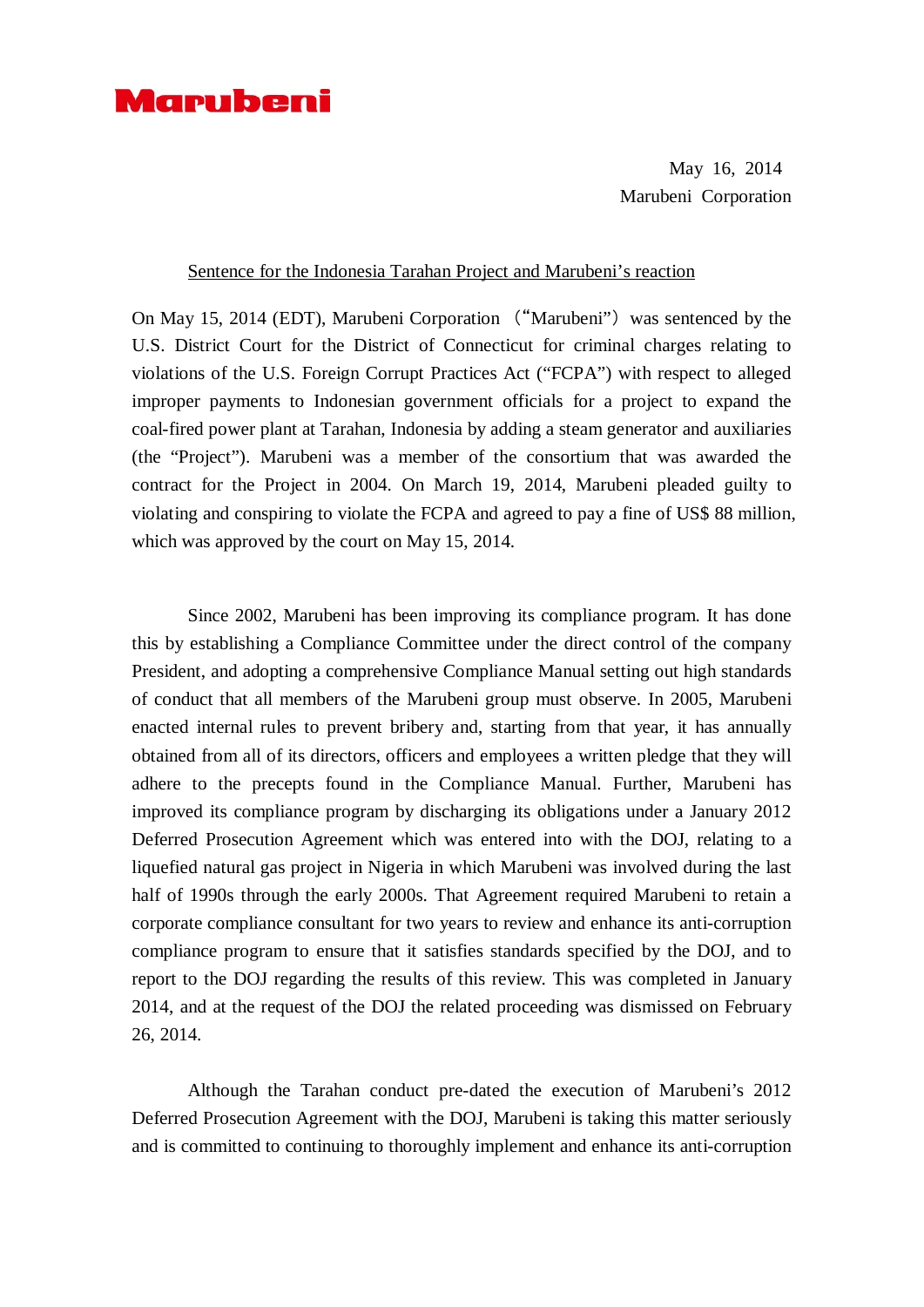Marubeni

May 16, 2014
Marubeni Corporation

Sentence for the Indonesia Tarahan Project and Marubeni's reaction

On May 15, 2014 (EDT), Marubeni Corporation （"Marubeni"） was sentenced by the U.S. District Court for the District of Connecticut for criminal charges relating to violations of the U.S. Foreign Corrupt Practices Act ("FCPA") with respect to alleged improper payments to Indonesian government officials for a project to expand the coal-fired power plant at Tarahan, Indonesia by adding a steam generator and auxiliaries (the "Project"). Marubeni was a member of the consortium that was awarded the contract for the Project in 2004. On March 19, 2014, Marubeni pleaded guilty to violating and conspiring to violate the FCPA and agreed to pay a fine of US$ 88 million, which was approved by the court on May 15, 2014.

Since 2002, Marubeni has been improving its compliance program. It has done this by establishing a Compliance Committee under the direct control of the company President, and adopting a comprehensive Compliance Manual setting out high standards of conduct that all members of the Marubeni group must observe. In 2005, Marubeni enacted internal rules to prevent bribery and, starting from that year, it has annually obtained from all of its directors, officers and employees a written pledge that they will adhere to the precepts found in the Compliance Manual. Further, Marubeni has improved its compliance program by discharging its obligations under a January 2012 Deferred Prosecution Agreement which was entered into with the DOJ, relating to a liquefied natural gas project in Nigeria in which Marubeni was involved during the last half of 1990s through the early 2000s. That Agreement required Marubeni to retain a corporate compliance consultant for two years to review and enhance its anti-corruption compliance program to ensure that it satisfies standards specified by the DOJ, and to report to the DOJ regarding the results of this review. This was completed in January 2014, and at the request of the DOJ the related proceeding was dismissed on February 26, 2014.

Although the Tarahan conduct pre-dated the execution of Marubeni's 2012 Deferred Prosecution Agreement with the DOJ, Marubeni is taking this matter seriously and is committed to continuing to thoroughly implement and enhance its anti-corruption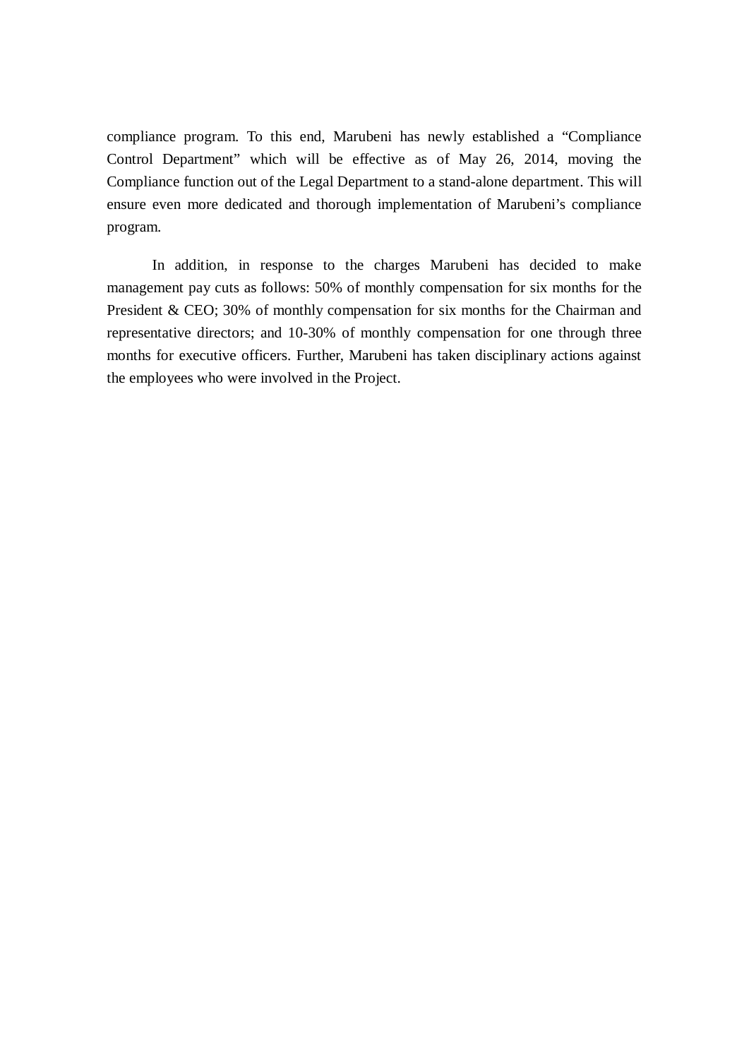compliance program. To this end, Marubeni has newly established a “Compliance Control Department” which will be effective as of May 26, 2014, moving the Compliance function out of the Legal Department to a stand-alone department. This will ensure even more dedicated and thorough implementation of Marubeni’s compliance program.

In addition, in response to the charges Marubeni has decided to make management pay cuts as follows: 50% of monthly compensation for six months for the President & CEO; 30% of monthly compensation for six months for the Chairman and representative directors; and 10-30% of monthly compensation for one through three months for executive officers. Further, Marubeni has taken disciplinary actions against the employees who were involved in the Project.